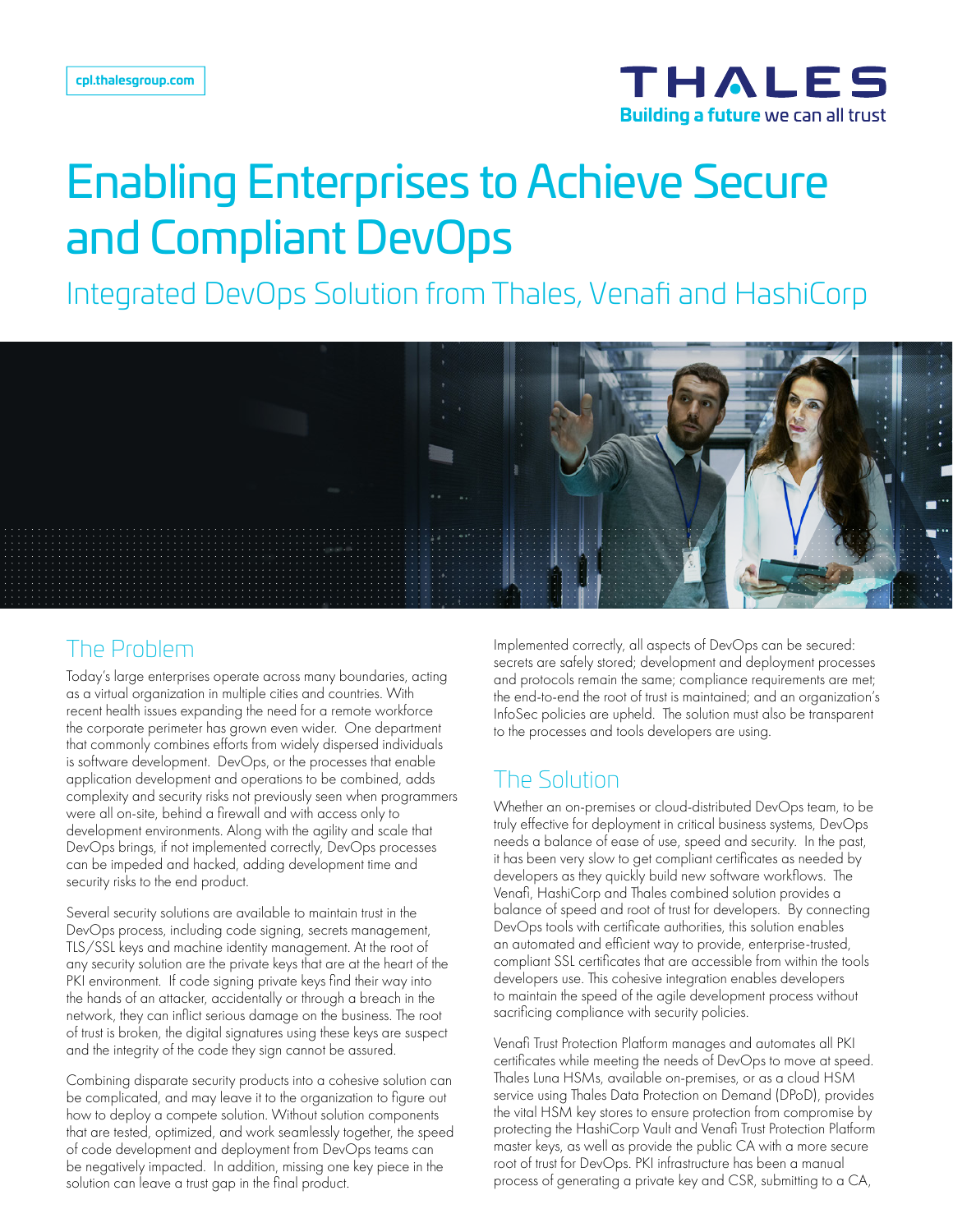cpl.thalesgroup.com

# Enabling Enterprises to Achieve Secure and Compliant DevOps

Integrated DevOps Solution from Thales, Venafi and HashiCorp

## The Problem

Today's large enterprises operate across many boundaries, acting as a virtual organization in multiple cities and countries. With recent health issues expanding the need for a remote workforce the corporate perimeter has grown even wider. One department that commonly combines efforts from widely dispersed individuals is software development. DevOps, or the processes that enable application development and operations to be combined, adds complexity and security risks not previously seen when programmers were all on-site, behind a firewall and with access only to development environments. Along with the agility and scale that DevOps brings, if not implemented correctly, DevOps processes can be impeded and hacked, adding development time and security risks to the end product.

Several security solutions are available to maintain trust in the DevOps process, including code signing, secrets management, TLS/SSL keys and machine identity management. At the root of any security solution are the private keys that are at the heart of the PKI environment. If code signing private keys find their way into the hands of an attacker, accidentally or through a breach in the network, they can inflict serious damage on the business. The root of trust is broken, the digital signatures using these keys are suspect and the integrity of the code they sign cannot be assured.

Combining disparate security products into a cohesive solution can be complicated, and may leave it to the organization to figure out how to deploy a compete solution. Without solution components that are tested, optimized, and work seamlessly together, the speed of code development and deployment from DevOps teams can be negatively impacted. In addition, missing one key piece in the solution can leave a trust gap in the final product.

Implemented correctly, all aspects of DevOps can be secured: secrets are safely stored; development and deployment processes and protocols remain the same; compliance requirements are met; the end-to-end the root of trust is maintained; and an organization's InfoSec policies are upheld. The solution must also be transparent to the processes and tools developers are using.

## The Solution

Whether an on-premises or cloud-distributed DevOps team, to be truly effective for deployment in critical business systems, DevOps needs a balance of ease of use, speed and security. In the past, it has been very slow to get compliant certificates as needed by developers as they quickly build new software workflows. The Venafi, HashiCorp and Thales combined solution provides a balance of speed and root of trust for developers. By connecting DevOps tools with certificate authorities, this solution enables an automated and efficient way to provide, enterprise-trusted, compliant SSL certificates that are accessible from within the tools developers use. This cohesive integration enables developers to maintain the speed of the agile development process without sacrificing compliance with security policies.

Venafi Trust Protection Platform manages and automates all PKI certificates while meeting the needs of DevOps to move at speed. Thales Luna HSMs, available on-premises, or as a cloud HSM service using Thales Data Protection on Demand (DPoD), provides the vital HSM key stores to ensure protection from compromise by protecting the HashiCorp Vault and Venafi Trust Protection Platform master keys, as well as provide the public CA with a more secure root of trust for DevOps. PKI infrastructure has been a manual process of generating a private key and CSR, submitting to a CA,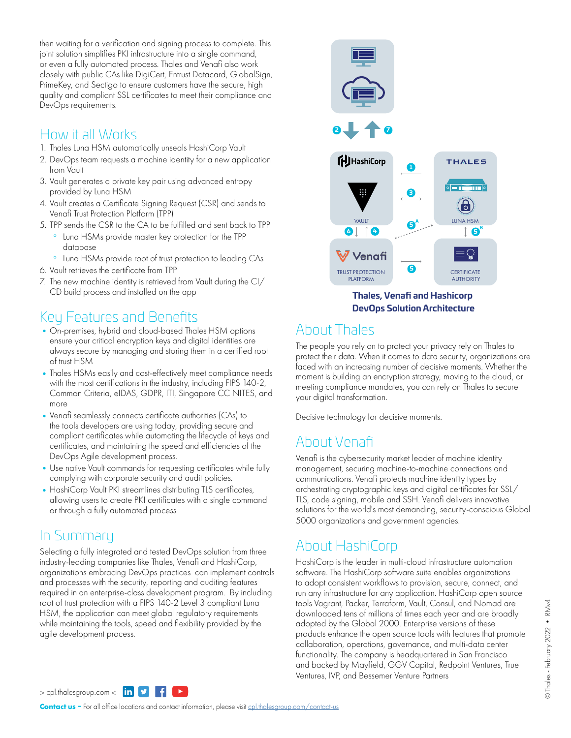then waiting for a verification and signing process to complete. This joint solution simplifies PKI infrastructure into a single command, or even a fully automated process. Thales and Venafi also work closely with public CAs like DigiCert, Entrust Datacard, GlobalSign, PrimeKey, and Sectigo to ensure customers have the secure, high quality and compliant SSL certificates to meet their compliance and DevOps requirements.

## How it all Works

1. Thales Luna HSM automatically unseals HashiCorp Vault
2. DevOps team requests a machine identity for a new application from Vault
3. Vault generates a private key pair using advanced entropy provided by Luna HSM
4. Vault creates a Certificate Signing Request (CSR) and sends to Venafi Trust Protection Platform (TPP)
5. TPP sends the CSR to the CA to be fulfilled and sent back to TPP
   - Luna HSMs provide master key protection for the TPP database
   - Luna HSMs provide root of trust protection to leading CAs
6. Vault retrieves the certificate from TPP
7. The new machine identity is retrieved from Vault during the CI/CD build process and installed on the app

## Key Features and Benefits

- On-premises, hybrid and cloud-based Thales HSM options ensure your critical encryption keys and digital identities are always secure by managing and storing them in a certified root of trust HSM
- Thales HSMs easily and cost-effectively meet compliance needs with the most certifications in the industry, including FIPS 140-2, Common Criteria, eIDAS, GDPR, ITI, Singapore CC NITES, and more
- Venafi seamlessly connects certificate authorities (CAs) to the tools developers are using today, providing secure and compliant certificates while automating the lifecycle of keys and certificates, and maintaining the speed and efficiencies of the DevOps Agile development process.
- Use native Vault commands for requesting certificates while fully complying with corporate security and audit policies.
- HashiCorp Vault PKI streamlines distributing TLS certificates, allowing users to create PKI certificates with a single command or through a fully automated process

## In Summary

Selecting a fully integrated and tested DevOps solution from three industry-leading companies like Thales, Venafi and HashiCorp, organizations embracing DevOps practices can implement controls and processes with the security, reporting and auditing features required in an enterprise-class development program. By including root of trust protection with a FIPS 140-2 Level 3 compliant Luna HSM, the application can meet global regulatory requirements while maintaining the tools, speed and flexibility provided by the agile development process.

HashiCorp
VAULT
THALES
LUNA HSM
Venafi
TRUST PROTECTION PLATFORM
CERTIFICATE AUTHORITY
1 2 3 4 5 5A 5B 6 7

**Thales, Venafi and Hashicorp DevOps Solution Architecture**

## About Thales

The people you rely on to protect your privacy rely on Thales to protect their data. When it comes to data security, organizations are faced with an increasing number of decisive moments. Whether the moment is building an encryption strategy, moving to the cloud, or meeting compliance mandates, you can rely on Thales to secure your digital transformation.

Decisive technology for decisive moments.

## About Venafi

Venafi is the cybersecurity market leader of machine identity management, securing machine-to-machine connections and communications. Venafi protects machine identity types by orchestrating cryptographic keys and digital certificates for SSL/TLS, code signing, mobile and SSH. Venafi delivers innovative solutions for the world's most demanding, security-conscious Global 5000 organizations and government agencies.

## About HashiCorp

HashiCorp is the leader in multi-cloud infrastructure automation software. The HashiCorp software suite enables organizations to adopt consistent workflows to provision, secure, connect, and run any infrastructure for any application. HashiCorp open source tools Vagrant, Packer, Terraform, Vault, Consul, and Nomad are downloaded tens of millions of times each year and are broadly adopted by the Global 2000. Enterprise versions of these products enhance the open source tools with features that promote collaboration, operations, governance, and multi-data center functionality. The company is headquartered in San Francisco and backed by Mayfield, GGV Capital, Redpoint Ventures, True Ventures, IVP, and Bessemer Venture Partners

> cpl.thalesgroup.com <

**Contact us –** For all office locations and contact information, please visit cpl.thalesgroup.com/contact-us

© Thales - February 2022 • RMv4